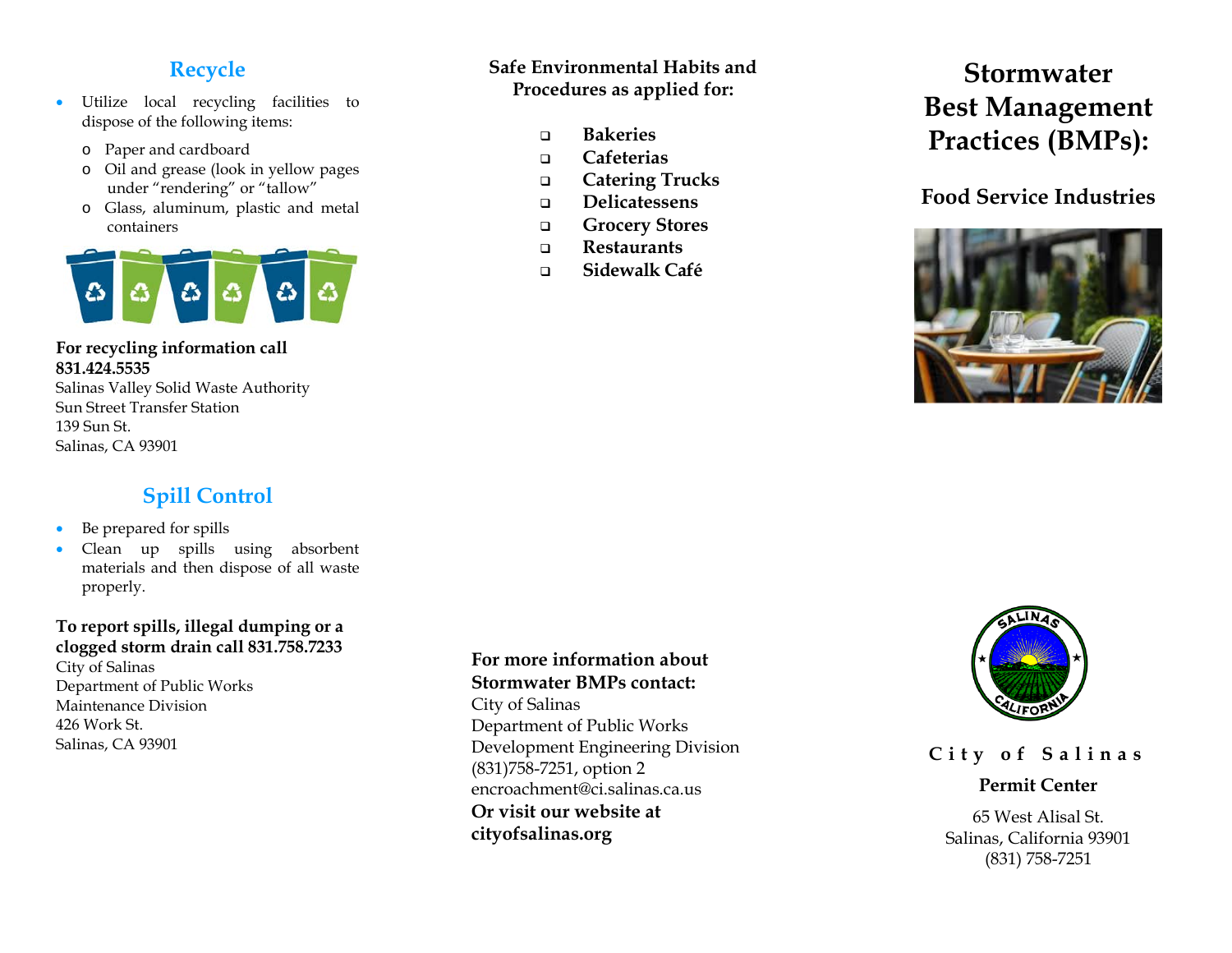## Recycle

- Utilize local recycling facilities to dispose of the following items:
  - Paper and cardboard
  - Oil and grease (look in yellow pages under "rendering" or "tallow"
  - Glass, aluminum, plastic and metal containers

**For recycling information call 831.424.5535**
Salinas Valley Solid Waste Authority
Sun Street Transfer Station
139 Sun St.
Salinas, CA 93901

## Spill Control

- Be prepared for spills
- Clean up spills using absorbent materials and then dispose of all waste properly.

**To report spills, illegal dumping or a clogged storm drain call 831.758.7233**
City of Salinas
Department of Public Works
Maintenance Division
426 Work St.
Salinas, CA 93901

**Safe Environmental Habits and Procedures as applied for:**

- **Bakeries**
- **Cafeterias**
- **Catering Trucks**
- **Delicatessens**
- **Grocery Stores**
- **Restaurants**
- **Sidewalk Café**

**For more information about Stormwater BMPs contact:**
City of Salinas
Department of Public Works
Development Engineering Division
(831)758-7251, option 2
encroachment@ci.salinas.ca.us
**Or visit our website at cityofsalinas.org**

# Stormwater Best Management Practices (BMPs):

## Food Service Industries

City of Salinas

**Permit Center**

65 West Alisal St.
Salinas, California 93901
(831) 758-7251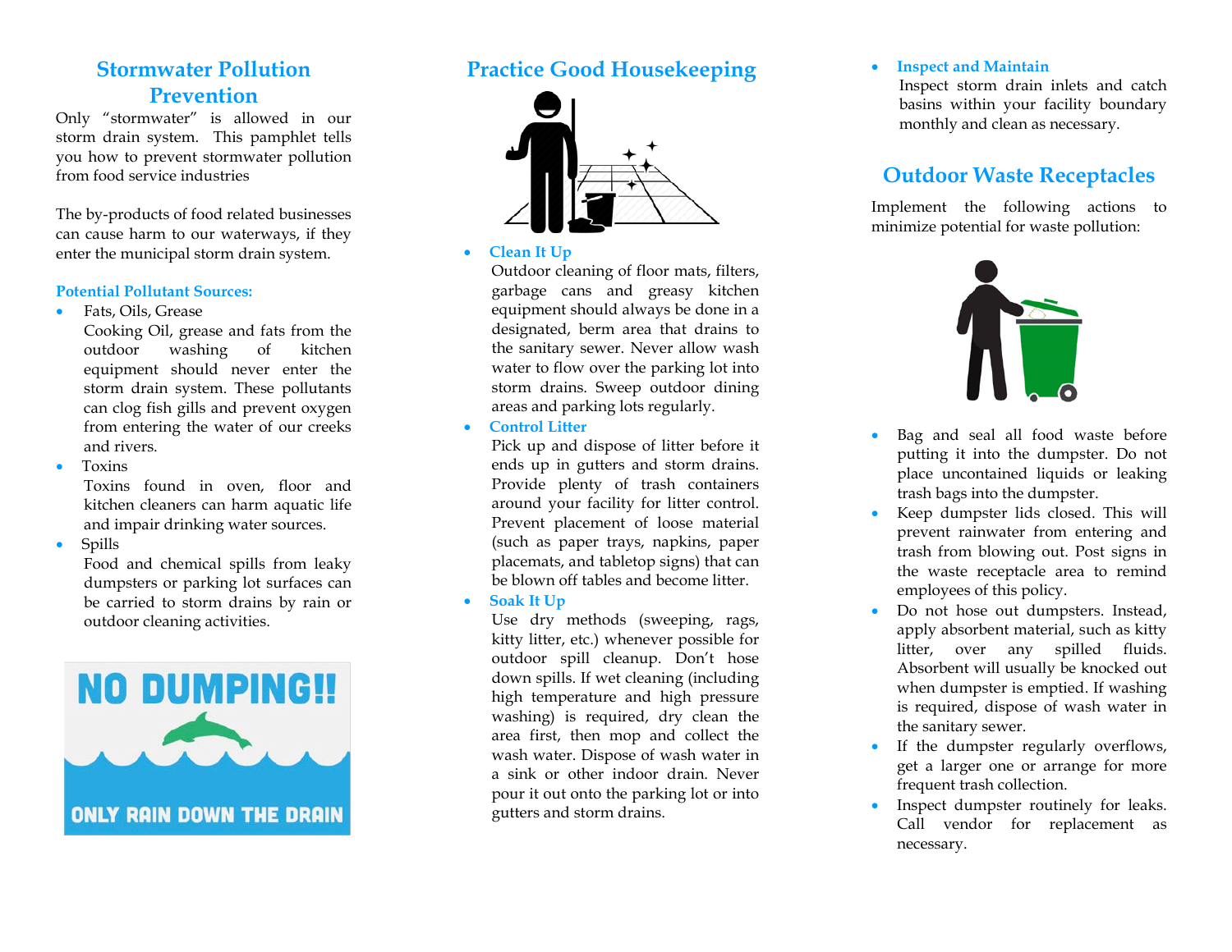## Stormwater Pollution Prevention

Only "stormwater" is allowed in our storm drain system. This pamphlet tells you how to prevent stormwater pollution from food service industries

The by-products of food related businesses can cause harm to our waterways, if they enter the municipal storm drain system.

### Potential Pollutant Sources:

- Fats, Oils, Grease
  Cooking Oil, grease and fats from the outdoor washing of kitchen equipment should never enter the storm drain system. These pollutants can clog fish gills and prevent oxygen from entering the water of our creeks and rivers.
- Toxins
  Toxins found in oven, floor and kitchen cleaners can harm aquatic life and impair drinking water sources.
- Spills
  Food and chemical spills from leaky dumpsters or parking lot surfaces can be carried to storm drains by rain or outdoor cleaning activities.

NO DUMPING!!

ONLY RAIN DOWN THE DRAIN

## Practice Good Housekeeping

- **Clean It Up**
  Outdoor cleaning of floor mats, filters, garbage cans and greasy kitchen equipment should always be done in a designated, berm area that drains to the sanitary sewer. Never allow wash water to flow over the parking lot into storm drains. Sweep outdoor dining areas and parking lots regularly.
- **Control Litter**
  Pick up and dispose of litter before it ends up in gutters and storm drains. Provide plenty of trash containers around your facility for litter control. Prevent placement of loose material (such as paper trays, napkins, paper placemats, and tabletop signs) that can be blown off tables and become litter.
- **Soak It Up**
  Use dry methods (sweeping, rags, kitty litter, etc.) whenever possible for outdoor spill cleanup. Don't hose down spills. If wet cleaning (including high temperature and high pressure washing) is required, dry clean the area first, then mop and collect the wash water. Dispose of wash water in a sink or other indoor drain. Never pour it out onto the parking lot or into gutters and storm drains.
- **Inspect and Maintain**
  Inspect storm drain inlets and catch basins within your facility boundary monthly and clean as necessary.

## Outdoor Waste Receptacles

Implement the following actions to minimize potential for waste pollution:

- Bag and seal all food waste before putting it into the dumpster. Do not place uncontained liquids or leaking trash bags into the dumpster.
- Keep dumpster lids closed. This will prevent rainwater from entering and trash from blowing out. Post signs in the waste receptacle area to remind employees of this policy.
- Do not hose out dumpsters. Instead, apply absorbent material, such as kitty litter, over any spilled fluids. Absorbent will usually be knocked out when dumpster is emptied. If washing is required, dispose of wash water in the sanitary sewer.
- If the dumpster regularly overflows, get a larger one or arrange for more frequent trash collection.
- Inspect dumpster routinely for leaks. Call vendor for replacement as necessary.